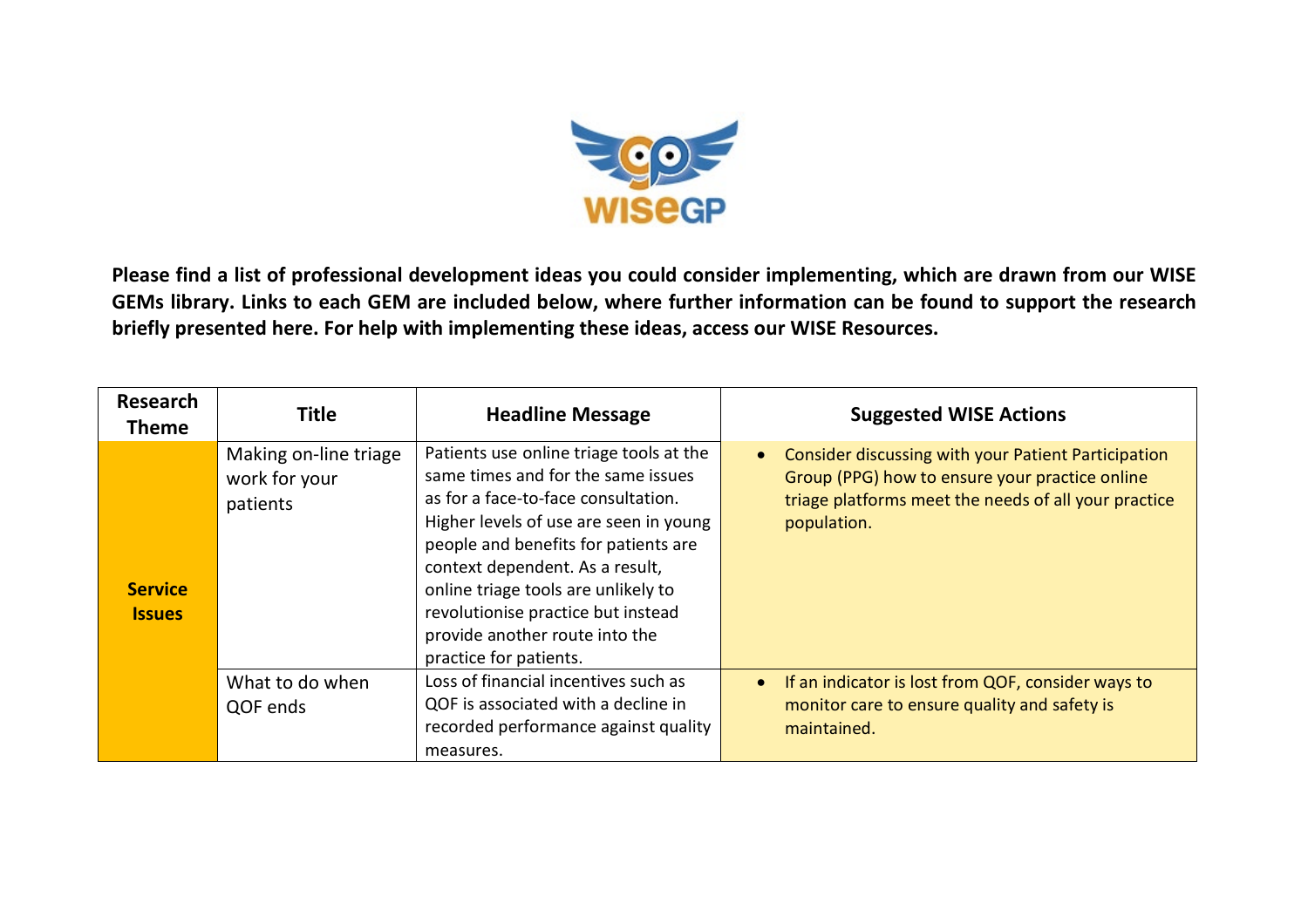**Please find a list of professional development ideas you could consider implementing, which are drawn from our WISE GEMs library. Links to each GEM are included below, where further information can be found to support the research briefly presented here. For help with implementing these ideas, access our WISE Resources.**

| Research Theme | Title | Headline Message | Suggested WISE Actions |
|---|---|---|---|
| **Service Issues** | Making on-line triage work for your patients | Patients use online triage tools at the same times and for the same issues as for a face-to-face consultation. Higher levels of use are seen in young people and benefits for patients are context dependent. As a result, online triage tools are unlikely to revolutionise practice but instead provide another route into the practice for patients. | • Consider discussing with your Patient Participation Group (PPG) how to ensure your practice online triage platforms meet the needs of all your practice population. |
| | What to do when QOF ends | Loss of financial incentives such as QOF is associated with a decline in recorded performance against quality measures. | • If an indicator is lost from QOF, consider ways to monitor care to ensure quality and safety is maintained. |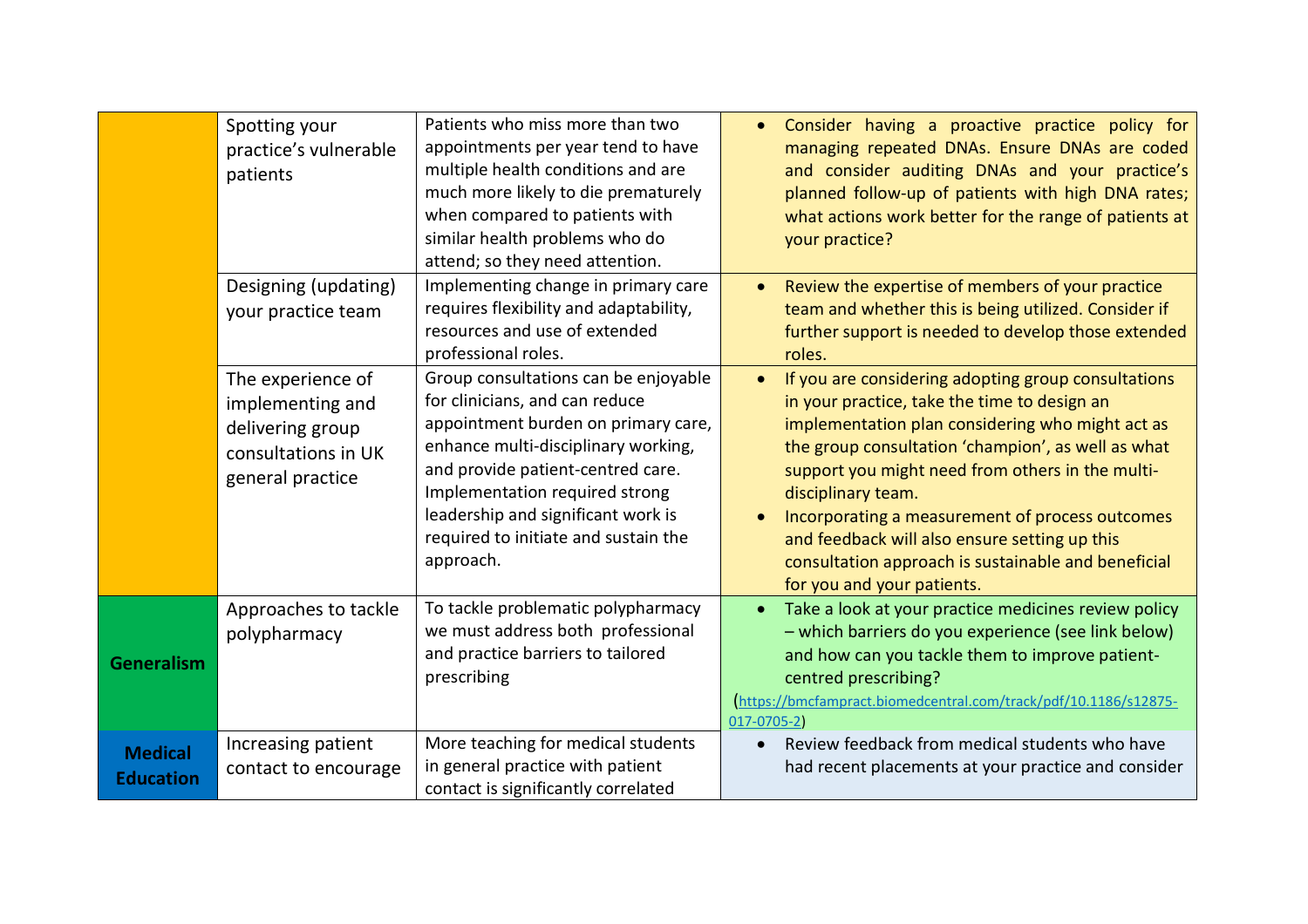| | | | |
|---|---|---|---|
| | Spotting your practice's vulnerable patients | Patients who miss more than two appointments per year tend to have multiple health conditions and are much more likely to die prematurely when compared to patients with similar health problems who do attend; so they need attention. | • Consider having a proactive practice policy for managing repeated DNAs. Ensure DNAs are coded and consider auditing DNAs and your practice's planned follow-up of patients with high DNA rates; what actions work better for the range of patients at your practice? |
| | Designing (updating) your practice team | Implementing change in primary care requires flexibility and adaptability, resources and use of extended professional roles. | • Review the expertise of members of your practice team and whether this is being utilized. Consider if further support is needed to develop those extended roles. |
| | The experience of implementing and delivering group consultations in UK general practice | Group consultations can be enjoyable for clinicians, and can reduce appointment burden on primary care, enhance multi-disciplinary working, and provide patient-centred care. Implementation required strong leadership and significant work is required to initiate and sustain the approach. | • If you are considering adopting group consultations in your practice, take the time to design an implementation plan considering who might act as the group consultation 'champion', as well as what support you might need from others in the multi-disciplinary team.<br>• Incorporating a measurement of process outcomes and feedback will also ensure setting up this consultation approach is sustainable and beneficial for you and your patients. |
| **Generalism** | Approaches to tackle polypharmacy | To tackle problematic polypharmacy we must address both professional and practice barriers to tailored prescribing | • Take a look at your practice medicines review policy – which barriers do you experience (see link below) and how can you tackle them to improve patient-centred prescribing?<br>(https://bmcfampract.biomedcentral.com/track/pdf/10.1186/s12875-017-0705-2) |
| **Medical Education** | Increasing patient contact to encourage | More teaching for medical students in general practice with patient contact is significantly correlated | • Review feedback from medical students who have had recent placements at your practice and consider |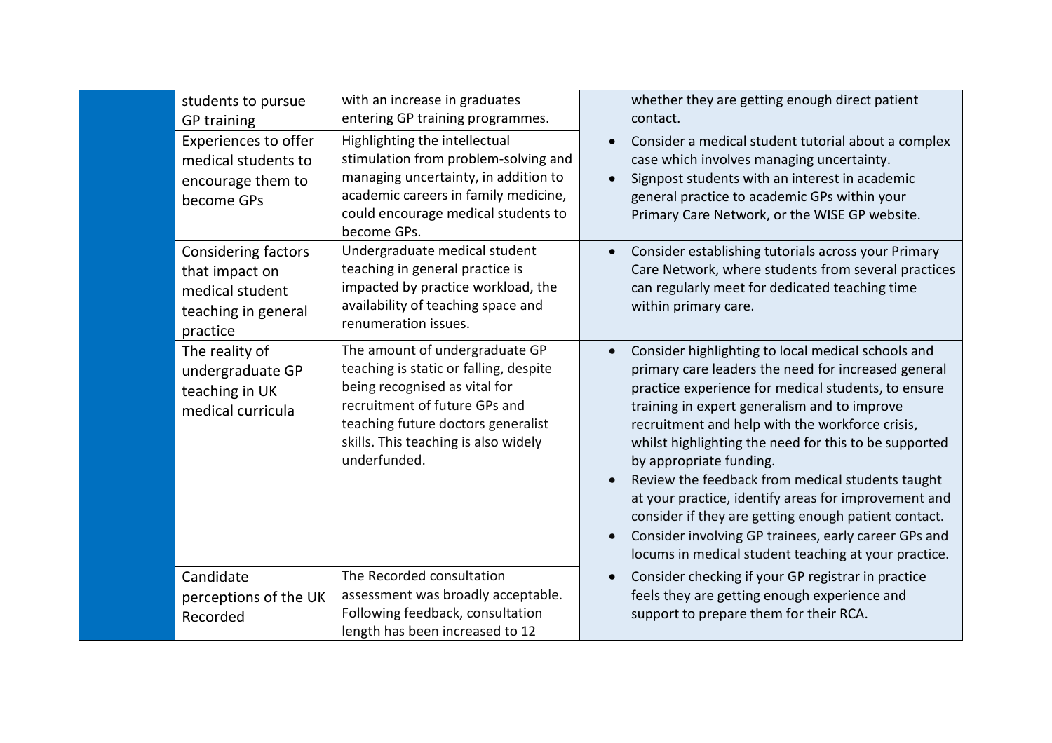| | | | |
|---|---|---|---|
| | students to pursue GP training | with an increase in graduates entering GP training programmes. | whether they are getting enough direct patient contact. |
| | Experiences to offer medical students to encourage them to become GPs | Highlighting the intellectual stimulation from problem-solving and managing uncertainty, in addition to academic careers in family medicine, could encourage medical students to become GPs. | • Consider a medical student tutorial about a complex case which involves managing uncertainty.<br>• Signpost students with an interest in academic general practice to academic GPs within your Primary Care Network, or the WISE GP website. |
| | Considering factors that impact on medical student teaching in general practice | Undergraduate medical student teaching in general practice is impacted by practice workload, the availability of teaching space and renumeration issues. | • Consider establishing tutorials across your Primary Care Network, where students from several practices can regularly meet for dedicated teaching time within primary care. |
| | The reality of undergraduate GP teaching in UK medical curricula | The amount of undergraduate GP teaching is static or falling, despite being recognised as vital for recruitment of future GPs and teaching future doctors generalist skills. This teaching is also widely underfunded. | • Consider highlighting to local medical schools and primary care leaders the need for increased general practice experience for medical students, to ensure training in expert generalism and to improve recruitment and help with the workforce crisis, whilst highlighting the need for this to be supported by appropriate funding.<br>• Review the feedback from medical students taught at your practice, identify areas for improvement and consider if they are getting enough patient contact.<br>• Consider involving GP trainees, early career GPs and locums in medical student teaching at your practice. |
| | Candidate perceptions of the UK Recorded | The Recorded consultation assessment was broadly acceptable. Following feedback, consultation length has been increased to 12 | • Consider checking if your GP registrar in practice feels they are getting enough experience and support to prepare them for their RCA. |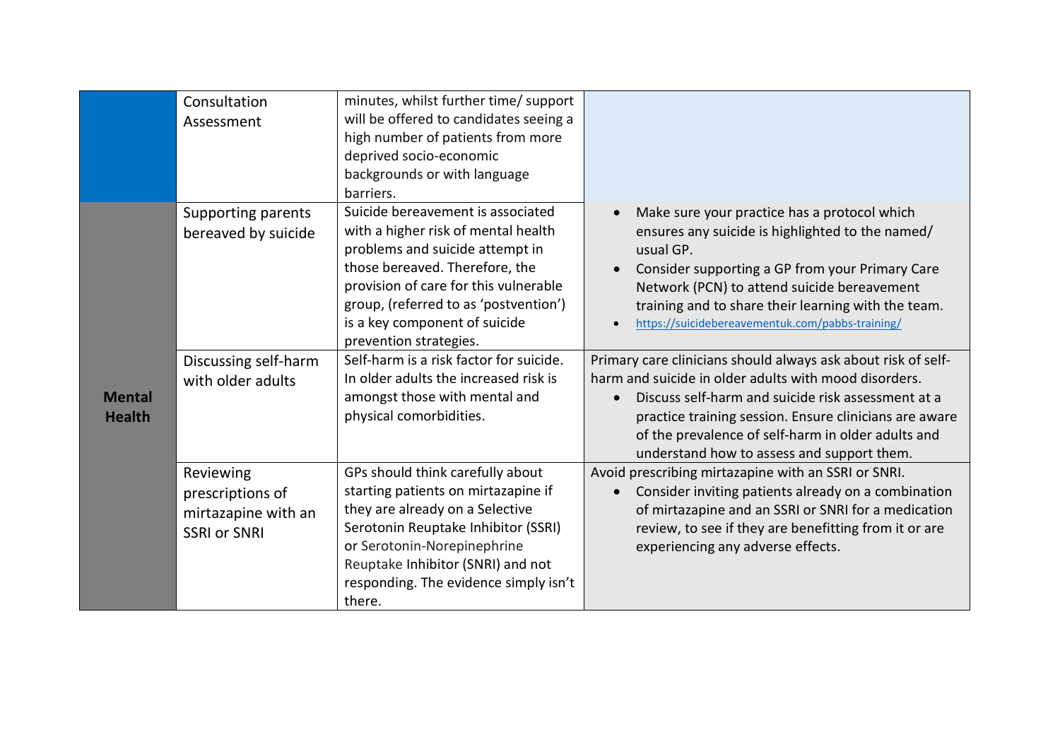| | | | |
|---|---|---|---|
| | Consultation Assessment | minutes, whilst further time/ support will be offered to candidates seeing a high number of patients from more deprived socio-economic backgrounds or with language barriers. | |
| **Mental Health** | Supporting parents bereaved by suicide | Suicide bereavement is associated with a higher risk of mental health problems and suicide attempt in those bereaved. Therefore, the provision of care for this vulnerable group, (referred to as 'postvention') is a key component of suicide prevention strategies. | <ul><li>Make sure your practice has a protocol which ensures any suicide is highlighted to the named/ usual GP.</li><li>Consider supporting a GP from your Primary Care Network (PCN) to attend suicide bereavement training and to share their learning with the team.</li><li>https://suicidebereavementuk.com/pabbs-training/</li></ul> |
| | Discussing self-harm with older adults | Self-harm is a risk factor for suicide. In older adults the increased risk is amongst those with mental and physical comorbidities. | Primary care clinicians should always ask about risk of self-harm and suicide in older adults with mood disorders.<ul><li>Discuss self-harm and suicide risk assessment at a practice training session. Ensure clinicians are aware of the prevalence of self-harm in older adults and understand how to assess and support them.</li></ul> |
| | Reviewing prescriptions of mirtazapine with an SSRI or SNRI | GPs should think carefully about starting patients on mirtazapine if they are already on a Selective Serotonin Reuptake Inhibitor (SSRI) or Serotonin-Norepinephrine Reuptake Inhibitor (SNRI) and not responding. The evidence simply isn't there. | Avoid prescribing mirtazapine with an SSRI or SNRI.<ul><li>Consider inviting patients already on a combination of mirtazapine and an SSRI or SNRI for a medication review, to see if they are benefitting from it or are experiencing any adverse effects.</li></ul> |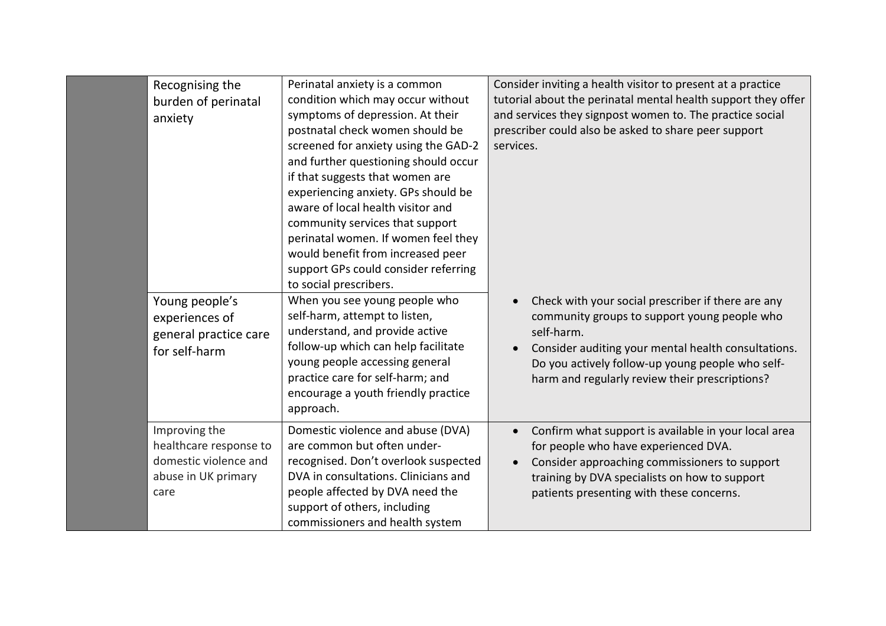| | | | |
|---|---|---|---|
| | Recognising the burden of perinatal anxiety | Perinatal anxiety is a common condition which may occur without symptoms of depression. At their postnatal check women should be screened for anxiety using the GAD-2 and further questioning should occur if that suggests that women are experiencing anxiety. GPs should be aware of local health visitor and community services that support perinatal women. If women feel they would benefit from increased peer support GPs could consider referring to social prescribers. | Consider inviting a health visitor to present at a practice tutorial about the perinatal mental health support they offer and services they signpost women to. The practice social prescriber could also be asked to share peer support services. |
| | Young people's experiences of general practice care for self-harm | When you see young people who self-harm, attempt to listen, understand, and provide active follow-up which can help facilitate young people accessing general practice care for self-harm; and encourage a youth friendly practice approach. | • Check with your social prescriber if there are any community groups to support young people who self-harm.<br>• Consider auditing your mental health consultations. Do you actively follow-up young people who self-harm and regularly review their prescriptions? |
| | Improving the healthcare response to domestic violence and abuse in UK primary care | Domestic violence and abuse (DVA) are common but often under-recognised. Don't overlook suspected DVA in consultations. Clinicians and people affected by DVA need the support of others, including commissioners and health system | • Confirm what support is available in your local area for people who have experienced DVA.<br>• Consider approaching commissioners to support training by DVA specialists on how to support patients presenting with these concerns. |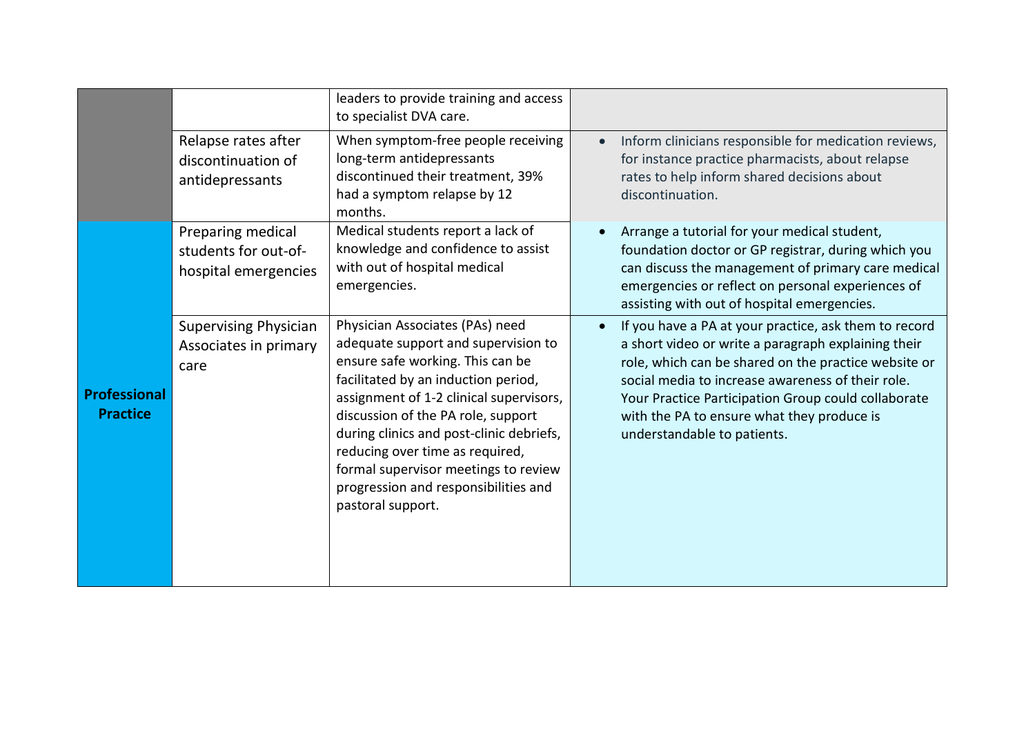| | | | |
|---|---|---|---|
| | | leaders to provide training and access to specialist DVA care. | |
| | Relapse rates after discontinuation of antidepressants | When symptom-free people receiving long-term antidepressants discontinued their treatment, 39% had a symptom relapse by 12 months. | • Inform clinicians responsible for medication reviews, for instance practice pharmacists, about relapse rates to help inform shared decisions about discontinuation. |
| **Professional Practice** | Preparing medical students for out-of-hospital emergencies | Medical students report a lack of knowledge and confidence to assist with out of hospital medical emergencies. | • Arrange a tutorial for your medical student, foundation doctor or GP registrar, during which you can discuss the management of primary care medical emergencies or reflect on personal experiences of assisting with out of hospital emergencies. |
| | Supervising Physician Associates in primary care | Physician Associates (PAs) need adequate support and supervision to ensure safe working. This can be facilitated by an induction period, assignment of 1-2 clinical supervisors, discussion of the PA role, support during clinics and post-clinic debriefs, reducing over time as required, formal supervisor meetings to review progression and responsibilities and pastoral support. | • If you have a PA at your practice, ask them to record a short video or write a paragraph explaining their role, which can be shared on the practice website or social media to increase awareness of their role. Your Practice Participation Group could collaborate with the PA to ensure what they produce is understandable to patients. |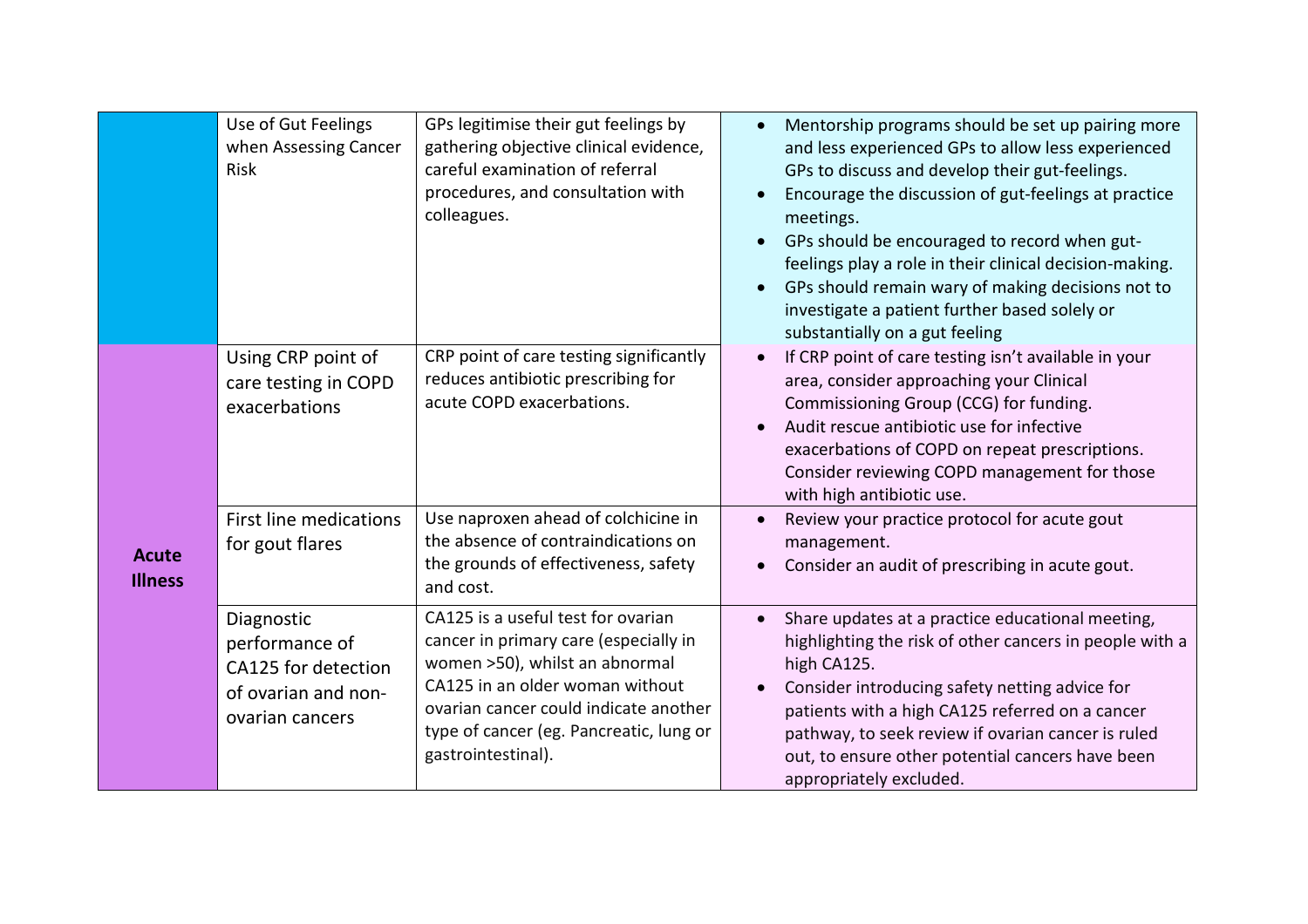|  |  |  |  |
|---|---|---|---|
|  | Use of Gut Feelings when Assessing Cancer Risk | GPs legitimise their gut feelings by gathering objective clinical evidence, careful examination of referral procedures, and consultation with colleagues. | • Mentorship programs should be set up pairing more and less experienced GPs to allow less experienced GPs to discuss and develop their gut-feelings.<br>• Encourage the discussion of gut-feelings at practice meetings.<br>• GPs should be encouraged to record when gut-feelings play a role in their clinical decision-making.<br>• GPs should remain wary of making decisions not to investigate a patient further based solely or substantially on a gut feeling |
| **Acute Illness** | Using CRP point of care testing in COPD exacerbations | CRP point of care testing significantly reduces antibiotic prescribing for acute COPD exacerbations. | • If CRP point of care testing isn't available in your area, consider approaching your Clinical Commissioning Group (CCG) for funding.<br>• Audit rescue antibiotic use for infective exacerbations of COPD on repeat prescriptions. Consider reviewing COPD management for those with high antibiotic use. |
|  | First line medications for gout flares | Use naproxen ahead of colchicine in the absence of contraindications on the grounds of effectiveness, safety and cost. | • Review your practice protocol for acute gout management.<br>• Consider an audit of prescribing in acute gout. |
|  | Diagnostic performance of CA125 for detection of ovarian and non-ovarian cancers | CA125 is a useful test for ovarian cancer in primary care (especially in women >50), whilst an abnormal CA125 in an older woman without ovarian cancer could indicate another type of cancer (eg. Pancreatic, lung or gastrointestinal). | • Share updates at a practice educational meeting, highlighting the risk of other cancers in people with a high CA125.<br>• Consider introducing safety netting advice for patients with a high CA125 referred on a cancer pathway, to seek review if ovarian cancer is ruled out, to ensure other potential cancers have been appropriately excluded. |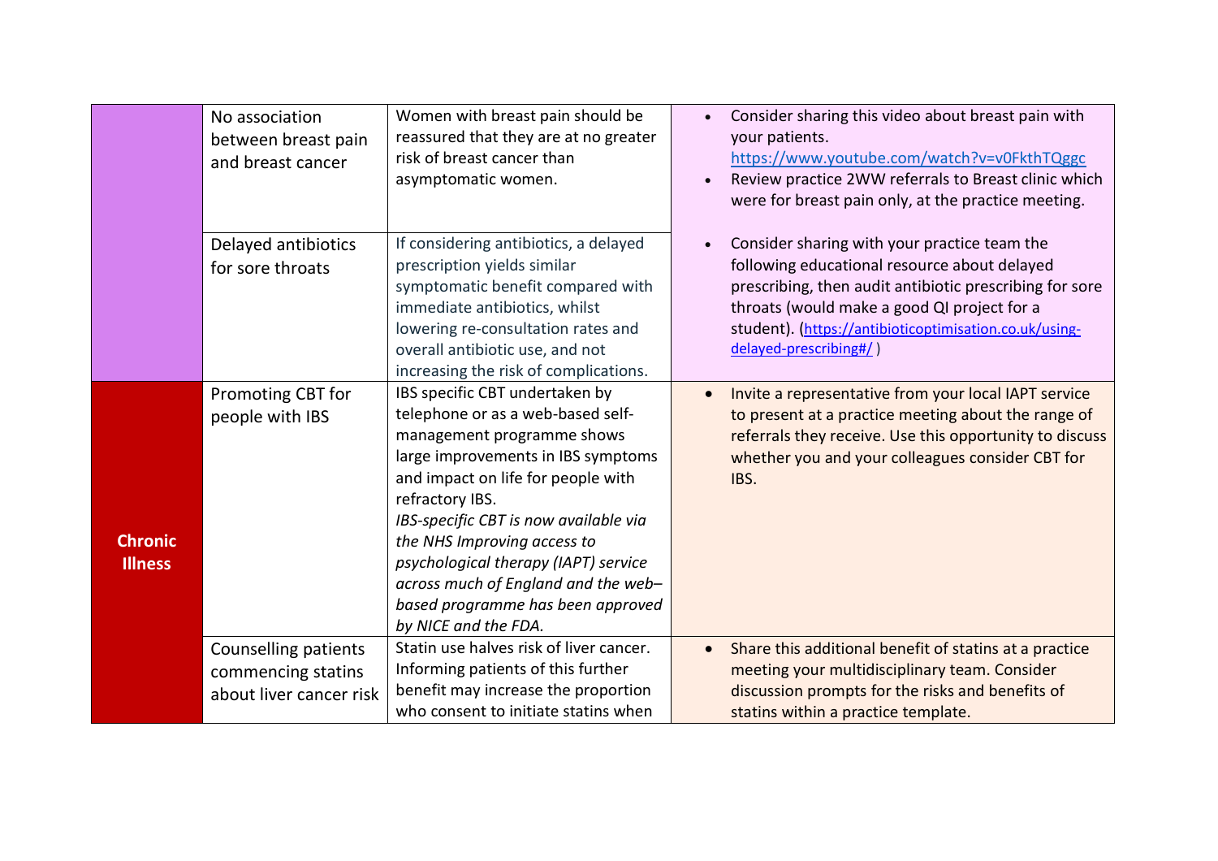| | | | |
|---|---|---|---|
| | No association between breast pain and breast cancer | Women with breast pain should be reassured that they are at no greater risk of breast cancer than asymptomatic women. | • Consider sharing this video about breast pain with your patients. https://www.youtube.com/watch?v=v0FkthTQggc<br>• Review practice 2WW referrals to Breast clinic which were for breast pain only, at the practice meeting. |
| | Delayed antibiotics for sore throats | If considering antibiotics, a delayed prescription yields similar symptomatic benefit compared with immediate antibiotics, whilst lowering re-consultation rates and overall antibiotic use, and not increasing the risk of complications. | • Consider sharing with your practice team the following educational resource about delayed prescribing, then audit antibiotic prescribing for sore throats (would make a good QI project for a student). (https://antibioticoptimisation.co.uk/using-delayed-prescribing#/ ) |
| **Chronic Illness** | Promoting CBT for people with IBS | IBS specific CBT undertaken by telephone or as a web-based self-management programme shows large improvements in IBS symptoms and impact on life for people with refractory IBS.<br>*IBS-specific CBT is now available via the NHS Improving access to psychological therapy (IAPT) service across much of England and the web–based programme has been approved by NICE and the FDA.* | • Invite a representative from your local IAPT service to present at a practice meeting about the range of referrals they receive. Use this opportunity to discuss whether you and your colleagues consider CBT for IBS. |
| | Counselling patients commencing statins about liver cancer risk | Statin use halves risk of liver cancer. Informing patients of this further benefit may increase the proportion who consent to initiate statins when | • Share this additional benefit of statins at a practice meeting your multidisciplinary team. Consider discussion prompts for the risks and benefits of statins within a practice template. |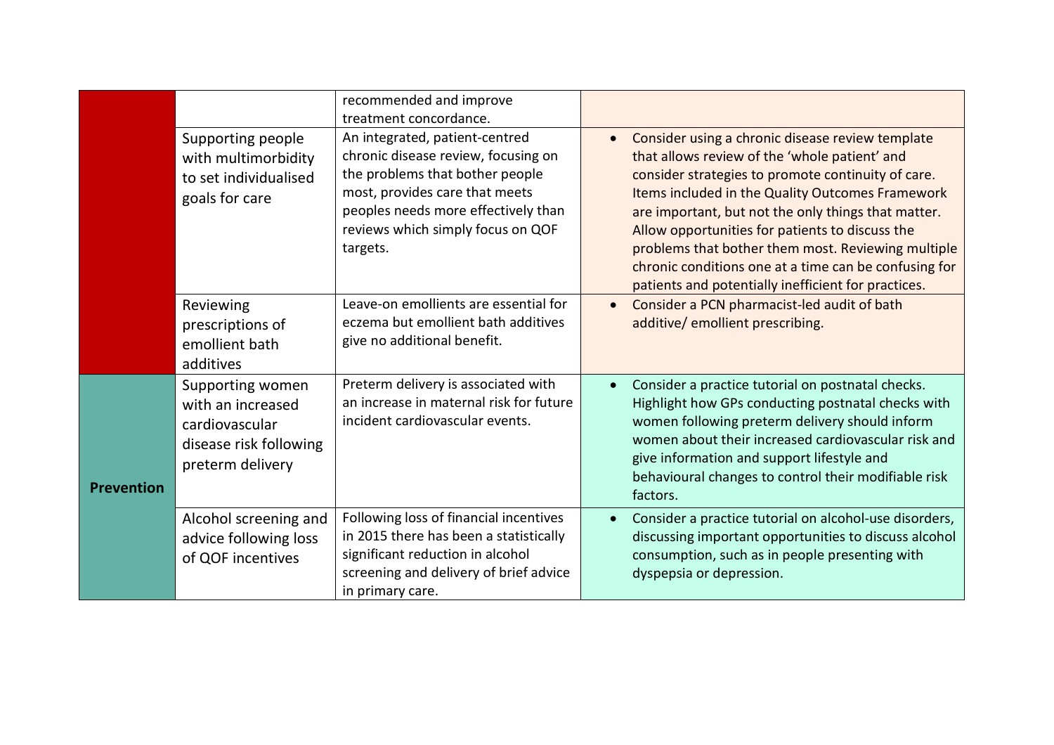| | | | |
|---|---|---|---|
| | | recommended and improve treatment concordance. | |
| | Supporting people with multimorbidity to set individualised goals for care | An integrated, patient-centred chronic disease review, focusing on the problems that bother people most, provides care that meets peoples needs more effectively than reviews which simply focus on QOF targets. | • Consider using a chronic disease review template that allows review of the 'whole patient' and consider strategies to promote continuity of care. Items included in the Quality Outcomes Framework are important, but not the only things that matter. Allow opportunities for patients to discuss the problems that bother them most. Reviewing multiple chronic conditions one at a time can be confusing for patients and potentially inefficient for practices. |
| | Reviewing prescriptions of emollient bath additives | Leave-on emollients are essential for eczema but emollient bath additives give no additional benefit. | • Consider a PCN pharmacist-led audit of bath additive/ emollient prescribing. |
| **Prevention** | Supporting women with an increased cardiovascular disease risk following preterm delivery | Preterm delivery is associated with an increase in maternal risk for future incident cardiovascular events. | • Consider a practice tutorial on postnatal checks. Highlight how GPs conducting postnatal checks with women following preterm delivery should inform women about their increased cardiovascular risk and give information and support lifestyle and behavioural changes to control their modifiable risk factors. |
| | Alcohol screening and advice following loss of QOF incentives | Following loss of financial incentives in 2015 there has been a statistically significant reduction in alcohol screening and delivery of brief advice in primary care. | • Consider a practice tutorial on alcohol-use disorders, discussing important opportunities to discuss alcohol consumption, such as in people presenting with dyspepsia or depression. |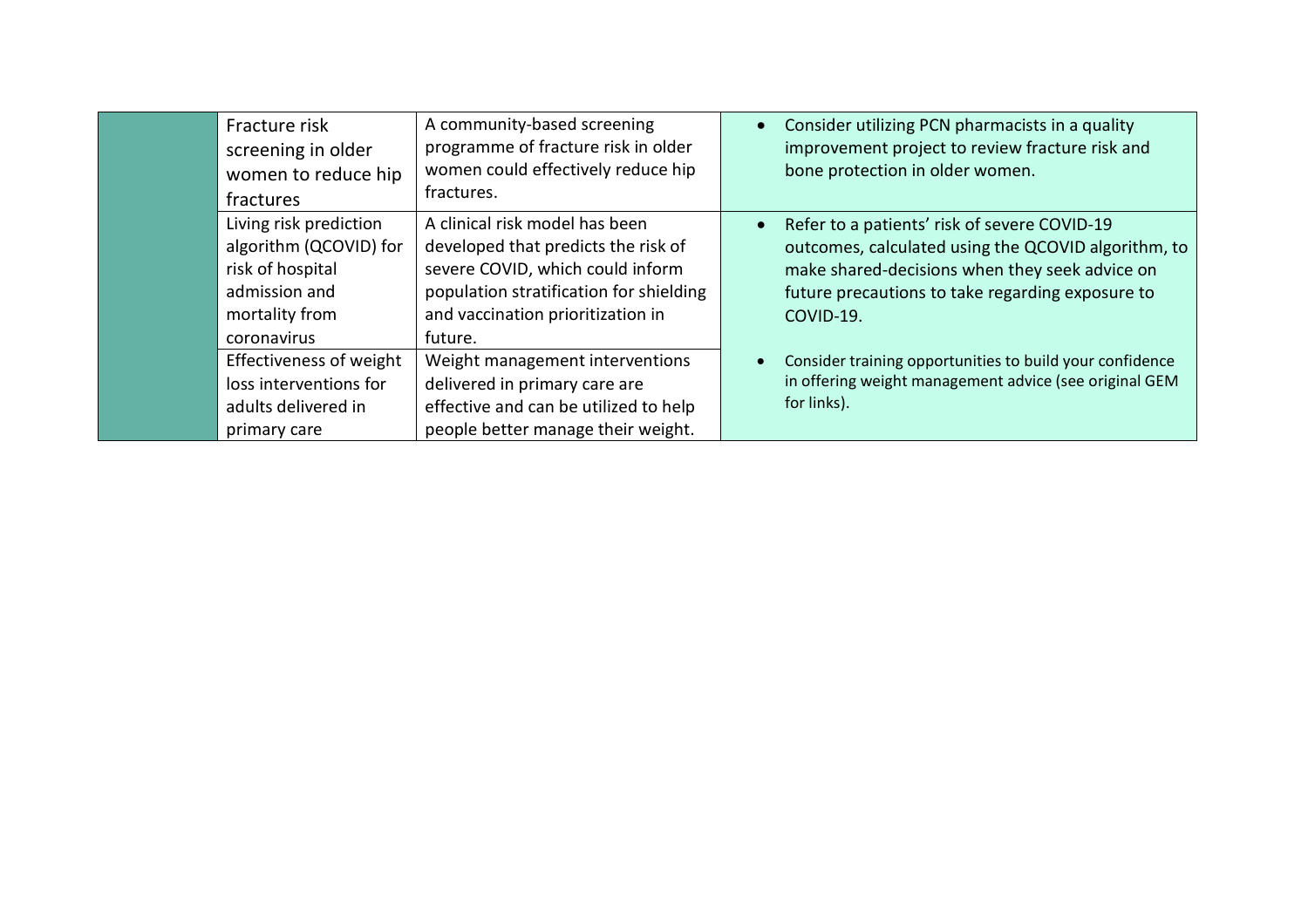| | | | |
|---|---|---|---|
| | Fracture risk screening in older women to reduce hip fractures | A community-based screening programme of fracture risk in older women could effectively reduce hip fractures. | • Consider utilizing PCN pharmacists in a quality improvement project to review fracture risk and bone protection in older women. |
| | Living risk prediction algorithm (QCOVID) for risk of hospital admission and mortality from coronavirus | A clinical risk model has been developed that predicts the risk of severe COVID, which could inform population stratification for shielding and vaccination prioritization in future. | • Refer to a patients' risk of severe COVID-19 outcomes, calculated using the QCOVID algorithm, to make shared-decisions when they seek advice on future precautions to take regarding exposure to COVID-19. |
| | Effectiveness of weight loss interventions for adults delivered in primary care | Weight management interventions delivered in primary care are effective and can be utilized to help people better manage their weight. | • Consider training opportunities to build your confidence in offering weight management advice (see original GEM for links). |